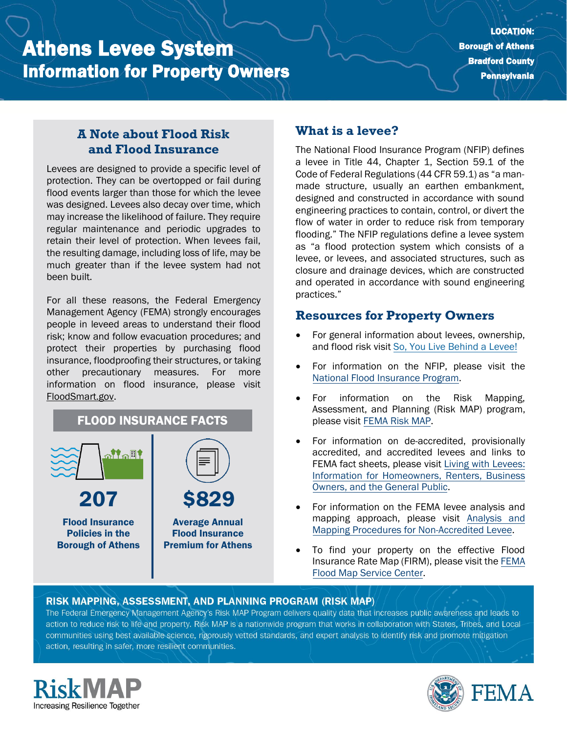# Athens Levee System
## Information for Property Owners

**LOCATION:**
**Borough of Athens**
**Bradford County**
**Pennsylvania**

### A Note about Flood Risk and Flood Insurance

Levees are designed to provide a specific level of protection. They can be overtopped or fail during flood events larger than those for which the levee was designed. Levees also decay over time, which may increase the likelihood of failure. They require regular maintenance and periodic upgrades to retain their level of protection. When levees fail, the resulting damage, including loss of life, may be much greater than if the levee system had not been built.

For all these reasons, the Federal Emergency Management Agency (FEMA) strongly encourages people in leveed areas to understand their flood risk; know and follow evacuation procedures; and protect their properties by purchasing flood insurance, floodproofing their structures, or taking other precautionary measures. For more information on flood insurance, please visit FloodSmart.gov.

### FLOOD INSURANCE FACTS

**207**

**Flood Insurance Policies in the Borough of Athens**

**$829**

**Average Annual Flood Insurance Premium for Athens**

### What is a levee?

The National Flood Insurance Program (NFIP) defines a levee in Title 44, Chapter 1, Section 59.1 of the Code of Federal Regulations (44 CFR 59.1) as "a man-made structure, usually an earthen embankment, designed and constructed in accordance with sound engineering practices to contain, control, or divert the flow of water in order to reduce risk from temporary flooding." The NFIP regulations define a levee system as "a flood protection system which consists of a levee, or levees, and associated structures, such as closure and drainage devices, which are constructed and operated in accordance with sound engineering practices."

### Resources for Property Owners

- For general information about levees, ownership, and flood risk visit So, You Live Behind a Levee!
- For information on the NFIP, please visit the National Flood Insurance Program.
- For information on the Risk Mapping, Assessment, and Planning (Risk MAP) program, please visit FEMA Risk MAP.
- For information on de-accredited, provisionally accredited, and accredited levees and links to FEMA fact sheets, please visit Living with Levees: Information for Homeowners, Renters, Business Owners, and the General Public.
- For information on the FEMA levee analysis and mapping approach, please visit Analysis and Mapping Procedures for Non-Accredited Levee.
- To find your property on the effective Flood Insurance Rate Map (FIRM), please visit the FEMA Flood Map Service Center.

### RISK MAPPING, ASSESSMENT, AND PLANNING PROGRAM (RISK MAP)

The Federal Emergency Management Agency's Risk MAP Program delivers quality data that increases public awareness and leads to action to reduce risk to life and property. Risk MAP is a nationwide program that works in collaboration with States, Tribes, and Local communities using best available science, rigorously vetted standards, and expert analysis to identify risk and promote mitigation action, resulting in safer, more resilient communities.

RiskMAP
Increasing Resilience Together

FEMA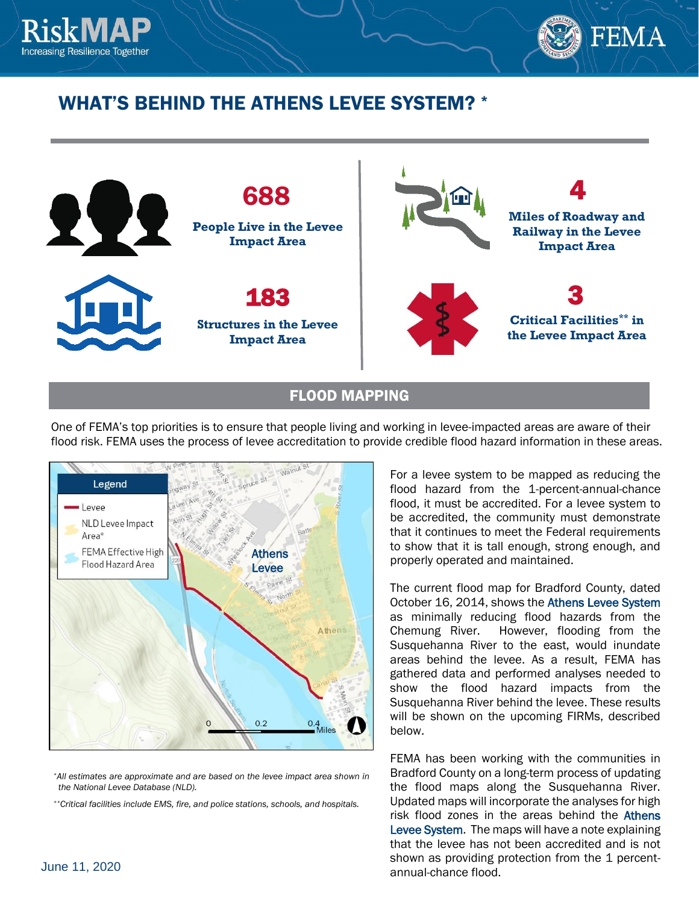# WHAT'S BEHIND THE ATHENS LEVEE SYSTEM? *

**688**

**People Live in the Levee Impact Area**

**183**

**Structures in the Levee Impact Area**

**4**

**Miles of Roadway and Railway in the Levee Impact Area**

**3**

**Critical Facilities** in the Levee Impact Area**

## FLOOD MAPPING

One of FEMA's top priorities is to ensure that people living and working in levee-impacted areas are aware of their flood risk. FEMA uses the process of levee accreditation to provide credible flood hazard information in these areas.

Legend

Levee

NLD Levee Impact Area*

FEMA Effective High Flood Hazard Area

Athens Levee

0 0.2 0.4 Miles

*All estimates are approximate and are based on the levee impact area shown in the National Levee Database (NLD).*

***Critical facilities include EMS, fire, and police stations, schools, and hospitals.*

For a levee system to be mapped as reducing the flood hazard from the 1-percent-annual-chance flood, it must be accredited. For a levee system to be accredited, the community must demonstrate that it continues to meet the Federal requirements to show that it is tall enough, strong enough, and properly operated and maintained.

The current flood map for Bradford County, dated October 16, 2014, shows the Athens Levee System as minimally reducing flood hazards from the Chemung River. However, flooding from the Susquehanna River to the east, would inundate areas behind the levee. As a result, FEMA has gathered data and performed analyses needed to show the flood hazard impacts from the Susquehanna River behind the levee. These results will be shown on the upcoming FIRMs, described below.

FEMA has been working with the communities in Bradford County on a long-term process of updating the flood maps along the Susquehanna River. Updated maps will incorporate the analyses for high risk flood zones in the areas behind the Athens Levee System. The maps will have a note explaining that the levee has not been accredited and is not shown as providing protection from the 1 percent-annual-chance flood.

June 11, 2020